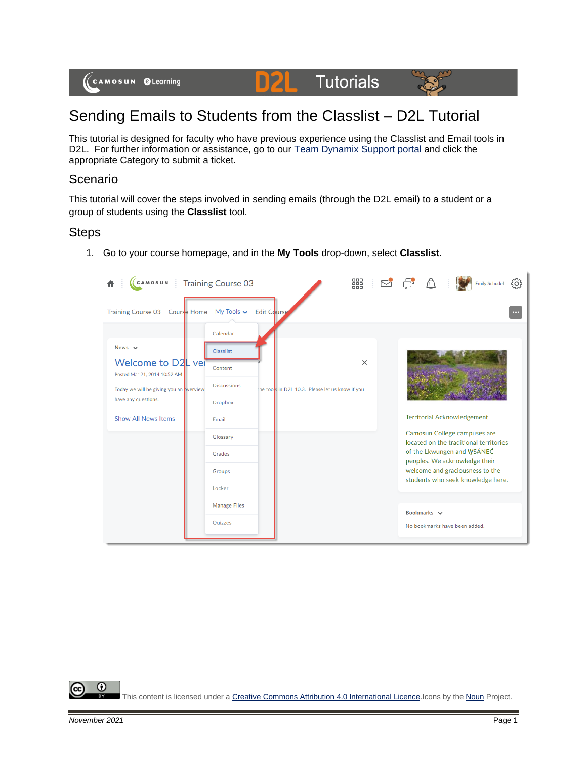# Sending Emails to Students from the Classlist – D2L Tutorial

This tutorial is designed for faculty who have previous experience using the Classlist and Email tools in D2L. For further information or assistance, go to our Team Dynamix Support portal and click the appropriate Category to submit a ticket.

## Scenario

This tutorial will cover the steps involved in sending emails (through the D2L email) to a student or a group of students using the **Classlist** tool.

## Steps

1. Go to your course homepage, and in the **My Tools** drop-down, select **Classlist**.

This content is licensed under a Creative Commons Attribution 4.0 International Licence. Icons by the Noun Project.

*November 2021*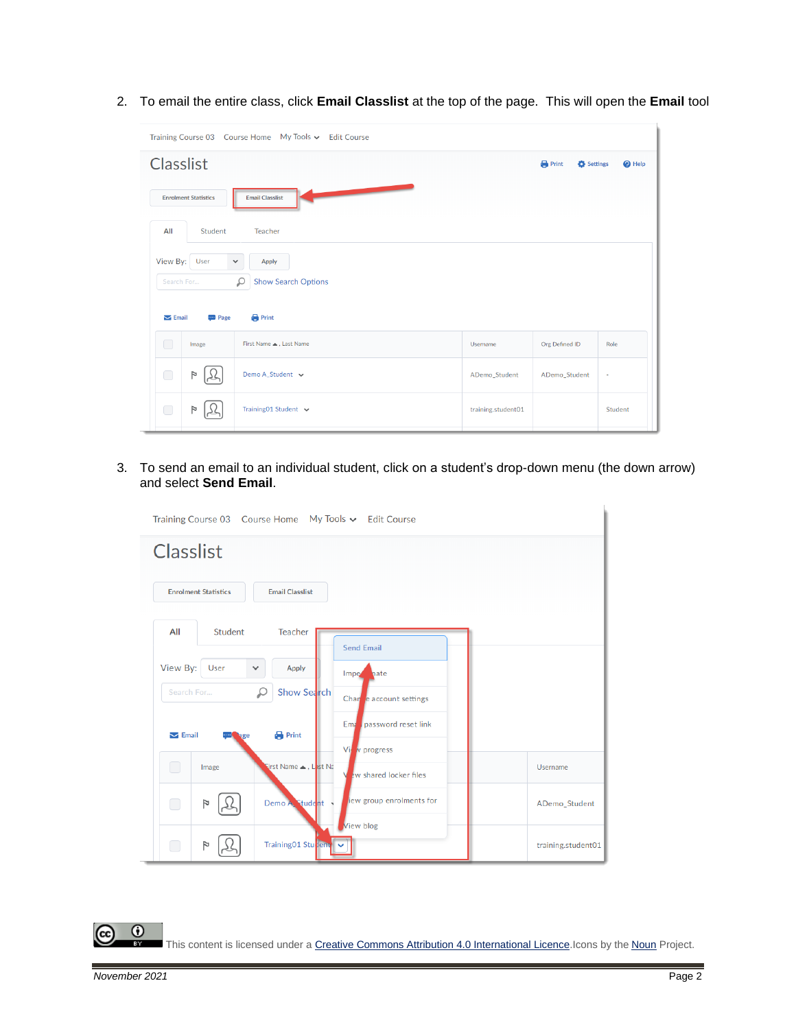2. To email the entire class, click **Email Classlist** at the top of the page. This will open the **Email** tool

3. To send an email to an individual student, click on a student's drop-down menu (the down arrow) and select **Send Email**.

This content is licensed under a Creative Commons Attribution 4.0 International Licence.Icons by the Noun Project.

*November 2021*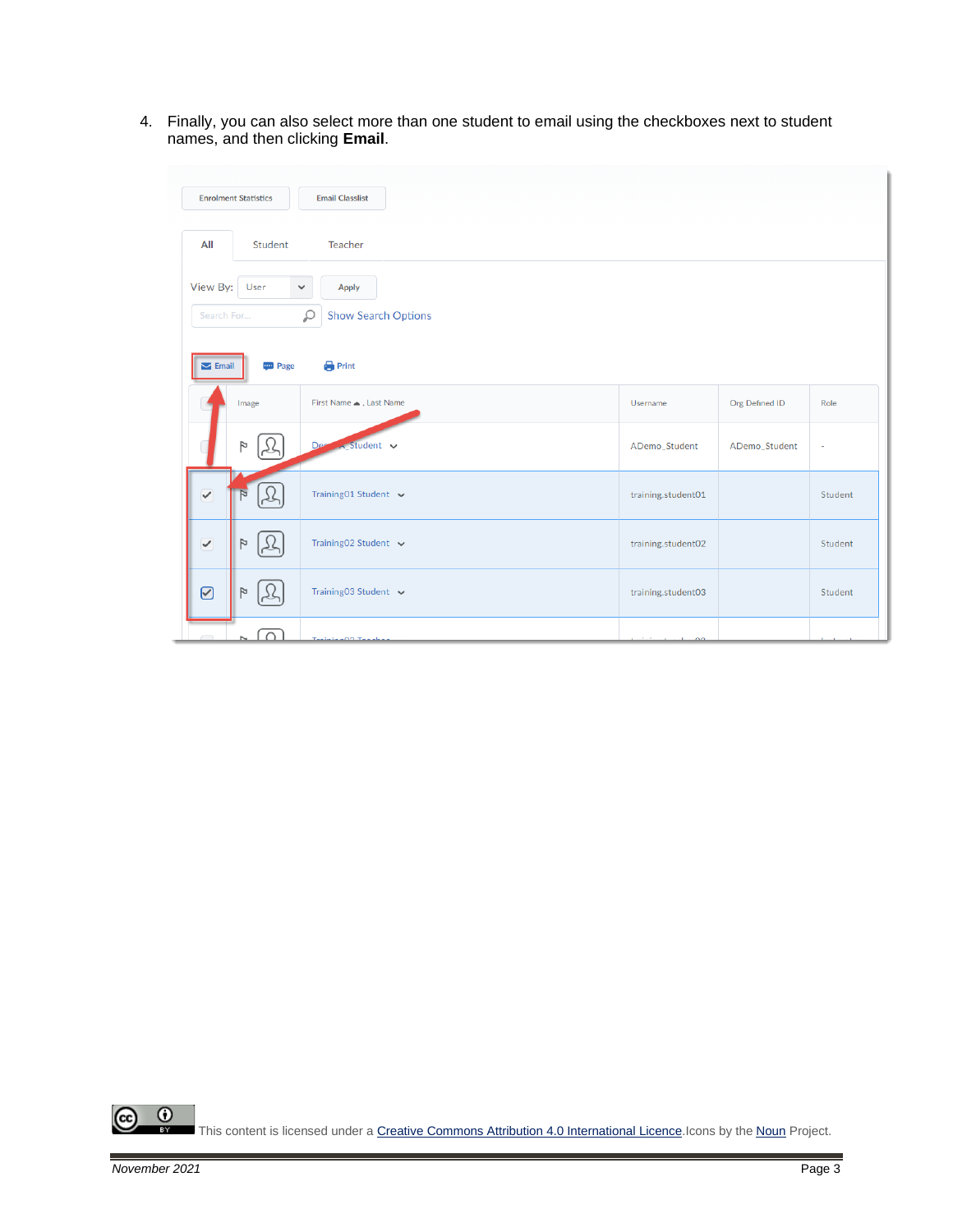4. Finally, you can also select more than one student to email using the checkboxes next to student names, and then clicking **Email**.

This content is licensed under a [Creative Commons Attribution 4.0 International Licence](). Icons by the [Noun]() Project.

*November 2021*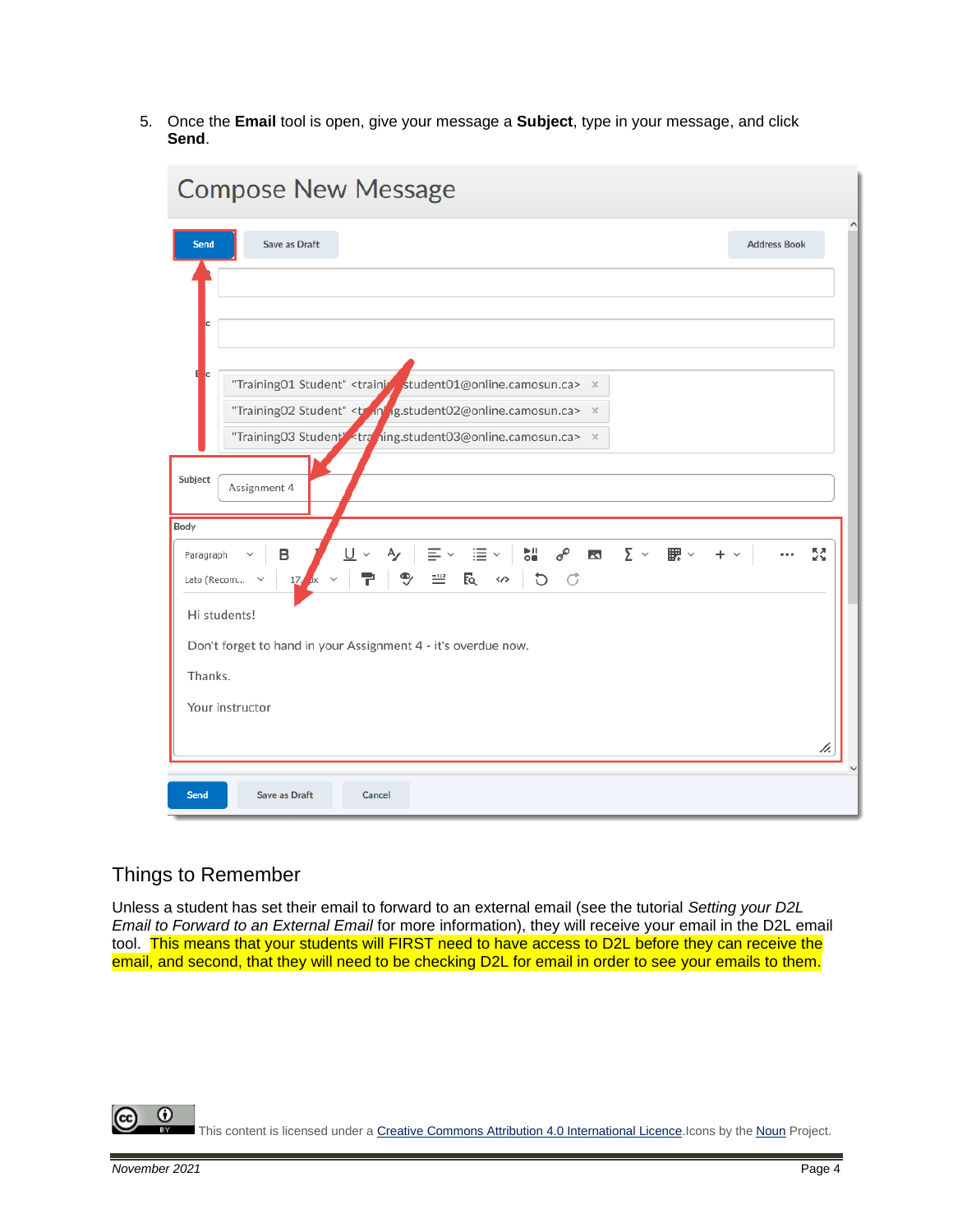5. Once the **Email** tool is open, give your message a **Subject**, type in your message, and click **Send**.

## Things to Remember

Unless a student has set their email to forward to an external email (see the tutorial *Setting your D2L Email to Forward to an External Email* for more information), they will receive your email in the D2L email tool. This means that your students will FIRST need to have access to D2L before they can receive the email, and second, that they will need to be checking D2L for email in order to see your emails to them.

This content is licensed under a Creative Commons Attribution 4.0 International Licence. Icons by the Noun Project.

November 2021